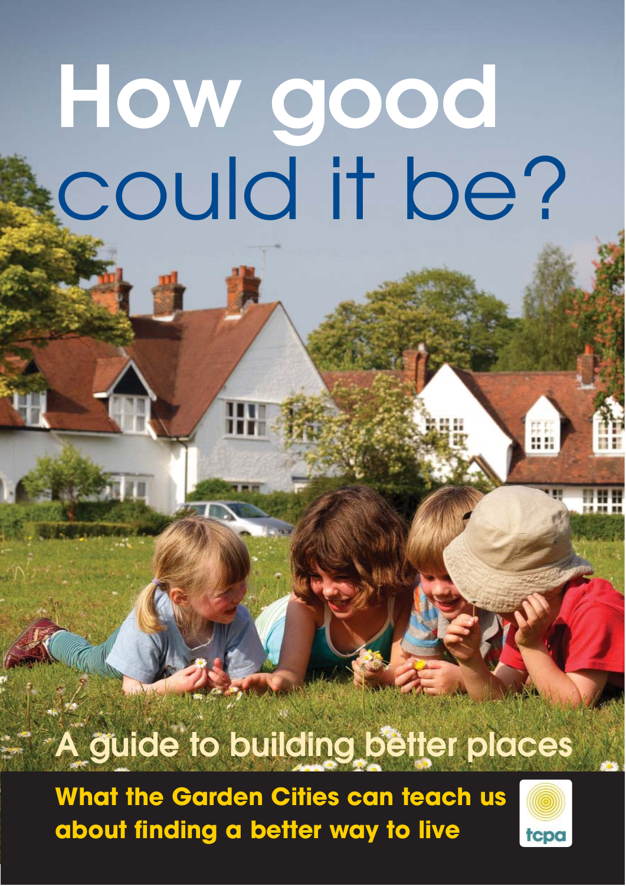# How good could it be?

## A guide to building better places

**What the Garden Cities can teach us about finding a better way to live**

tcpa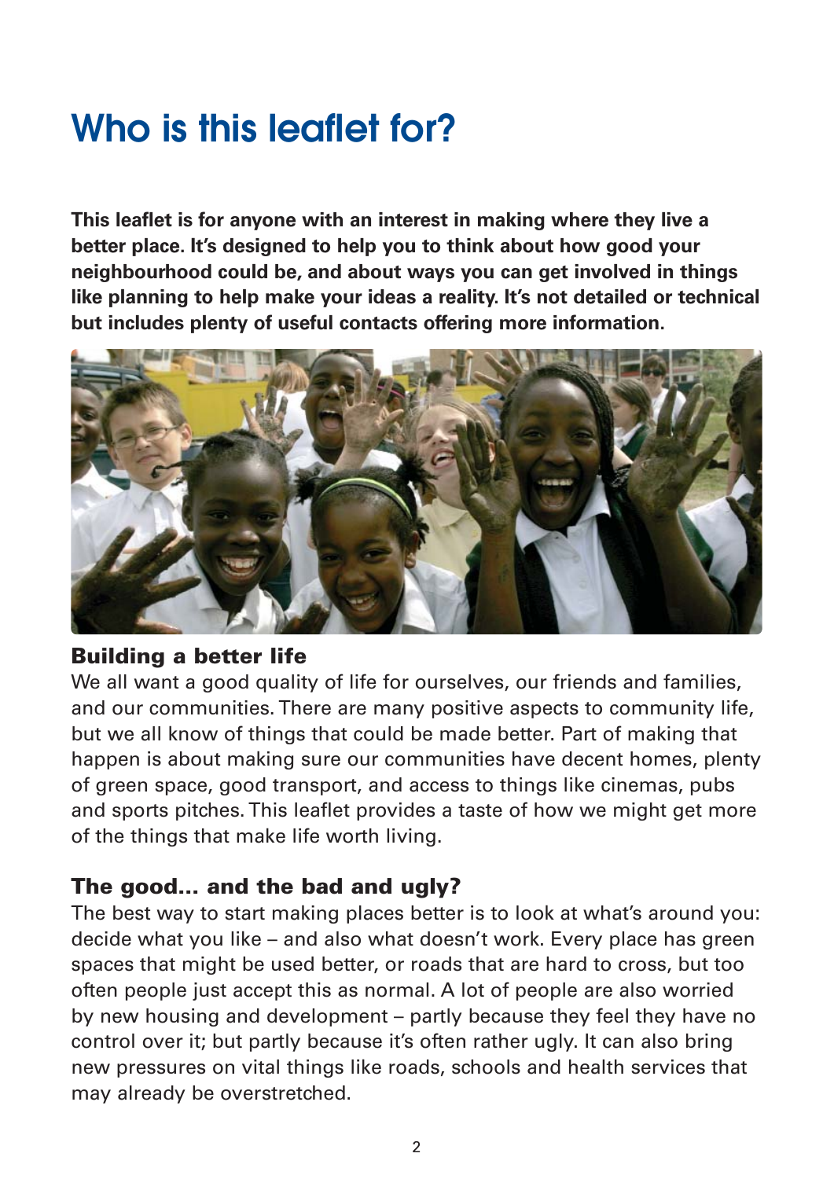# Who is this leaflet for?

**This leaflet is for anyone with an interest in making where they live a better place. It's designed to help you to think about how good your neighbourhood could be, and about ways you can get involved in things like planning to help make your ideas a reality. It's not detailed or technical but includes plenty of useful contacts offering more information.**

### Building a better life

We all want a good quality of life for ourselves, our friends and families, and our communities. There are many positive aspects to community life, but we all know of things that could be made better. Part of making that happen is about making sure our communities have decent homes, plenty of green space, good transport, and access to things like cinemas, pubs and sports pitches. This leaflet provides a taste of how we might get more of the things that make life worth living.

### The good… and the bad and ugly?

The best way to start making places better is to look at what's around you: decide what you like – and also what doesn't work. Every place has green spaces that might be used better, or roads that are hard to cross, but too often people just accept this as normal. A lot of people are also worried by new housing and development – partly because they feel they have no control over it; but partly because it's often rather ugly. It can also bring new pressures on vital things like roads, schools and health services that may already be overstretched.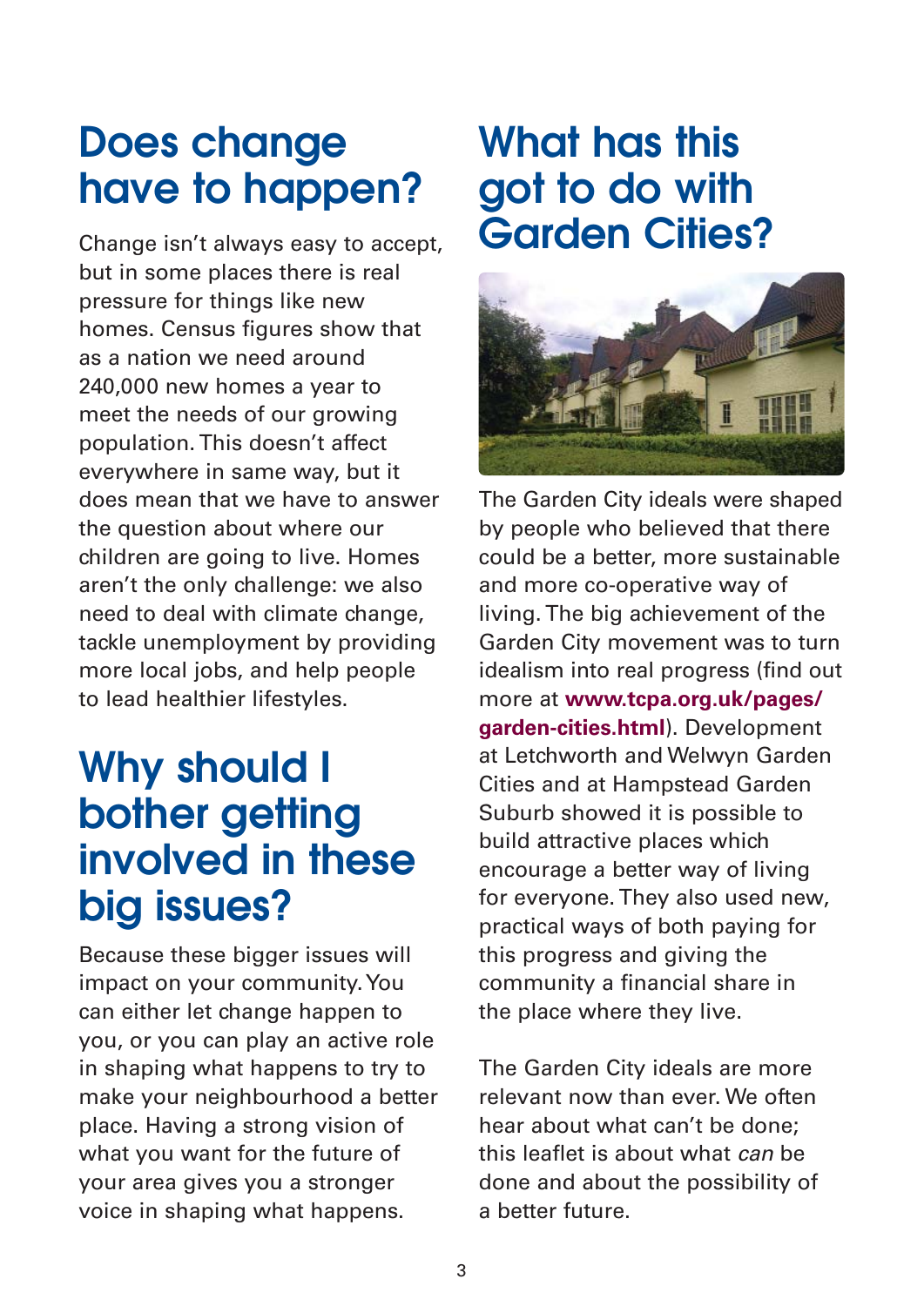## Does change have to happen?

Change isn't always easy to accept, but in some places there is real pressure for things like new homes. Census figures show that as a nation we need around 240,000 new homes a year to meet the needs of our growing population. This doesn't affect everywhere in same way, but it does mean that we have to answer the question about where our children are going to live. Homes aren't the only challenge: we also need to deal with climate change, tackle unemployment by providing more local jobs, and help people to lead healthier lifestyles.

## Why should I bother getting involved in these big issues?

Because these bigger issues will impact on your community. You can either let change happen to you, or you can play an active role in shaping what happens to try to make your neighbourhood a better place. Having a strong vision of what you want for the future of your area gives you a stronger voice in shaping what happens.

## What has this got to do with Garden Cities?

The Garden City ideals were shaped by people who believed that there could be a better, more sustainable and more co-operative way of living. The big achievement of the Garden City movement was to turn idealism into real progress (find out more at **www.tcpa.org.uk/pages/garden-cities.html**). Development at Letchworth and Welwyn Garden Cities and at Hampstead Garden Suburb showed it is possible to build attractive places which encourage a better way of living for everyone. They also used new, practical ways of both paying for this progress and giving the community a financial share in the place where they live.

The Garden City ideals are more relevant now than ever. We often hear about what can't be done; this leaflet is about what *can* be done and about the possibility of a better future.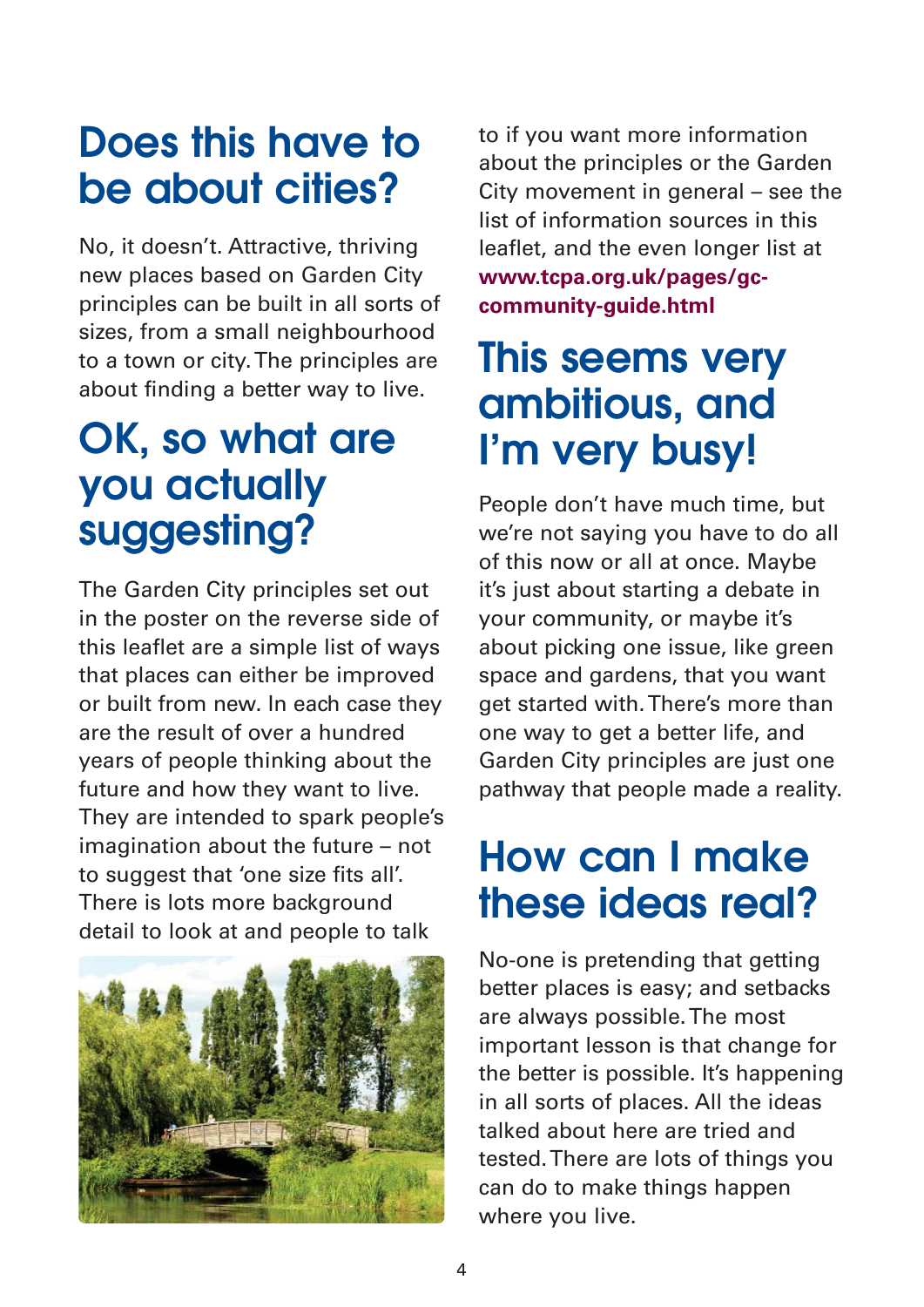## Does this have to be about cities?

No, it doesn't. Attractive, thriving new places based on Garden City principles can be built in all sorts of sizes, from a small neighbourhood to a town or city. The principles are about finding a better way to live.

## OK, so what are you actually suggesting?

The Garden City principles set out in the poster on the reverse side of this leaflet are a simple list of ways that places can either be improved or built from new. In each case they are the result of over a hundred years of people thinking about the future and how they want to live. They are intended to spark people's imagination about the future – not to suggest that 'one size fits all'. There is lots more background detail to look at and people to talk to if you want more information about the principles or the Garden City movement in general – see the list of information sources in this leaflet, and the even longer list at **www.tcpa.org.uk/pages/gc-community-guide.html**

## This seems very ambitious, and I'm very busy!

People don't have much time, but we're not saying you have to do all of this now or all at once. Maybe it's just about starting a debate in your community, or maybe it's about picking one issue, like green space and gardens, that you want get started with. There's more than one way to get a better life, and Garden City principles are just one pathway that people made a reality.

## How can I make these ideas real?

No-one is pretending that getting better places is easy; and setbacks are always possible. The most important lesson is that change for the better is possible. It's happening in all sorts of places. All the ideas talked about here are tried and tested. There are lots of things you can do to make things happen where you live.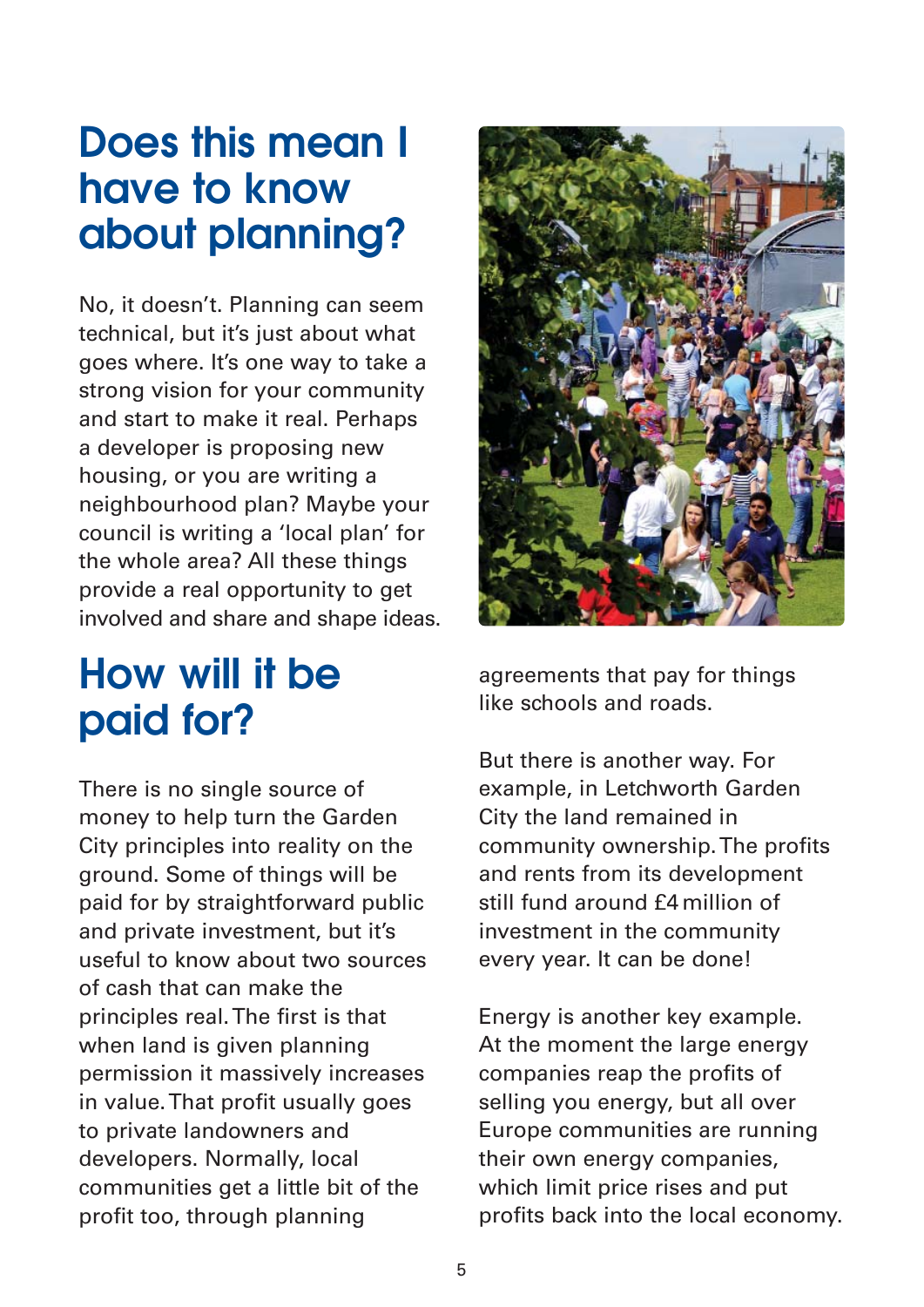# Does this mean I have to know about planning?

No, it doesn't. Planning can seem technical, but it's just about what goes where. It's one way to take a strong vision for your community and start to make it real. Perhaps a developer is proposing new housing, or you are writing a neighbourhood plan? Maybe your council is writing a 'local plan' for the whole area? All these things provide a real opportunity to get involved and share and shape ideas.

# How will it be paid for?

There is no single source of money to help turn the Garden City principles into reality on the ground. Some of things will be paid for by straightforward public and private investment, but it's useful to know about two sources of cash that can make the principles real. The first is that when land is given planning permission it massively increases in value. That profit usually goes to private landowners and developers. Normally, local communities get a little bit of the profit too, through planning agreements that pay for things like schools and roads.

But there is another way. For example, in Letchworth Garden City the land remained in community ownership. The profits and rents from its development still fund around £4 million of investment in the community every year. It can be done!

Energy is another key example. At the moment the large energy companies reap the profits of selling you energy, but all over Europe communities are running their own energy companies, which limit price rises and put profits back into the local economy.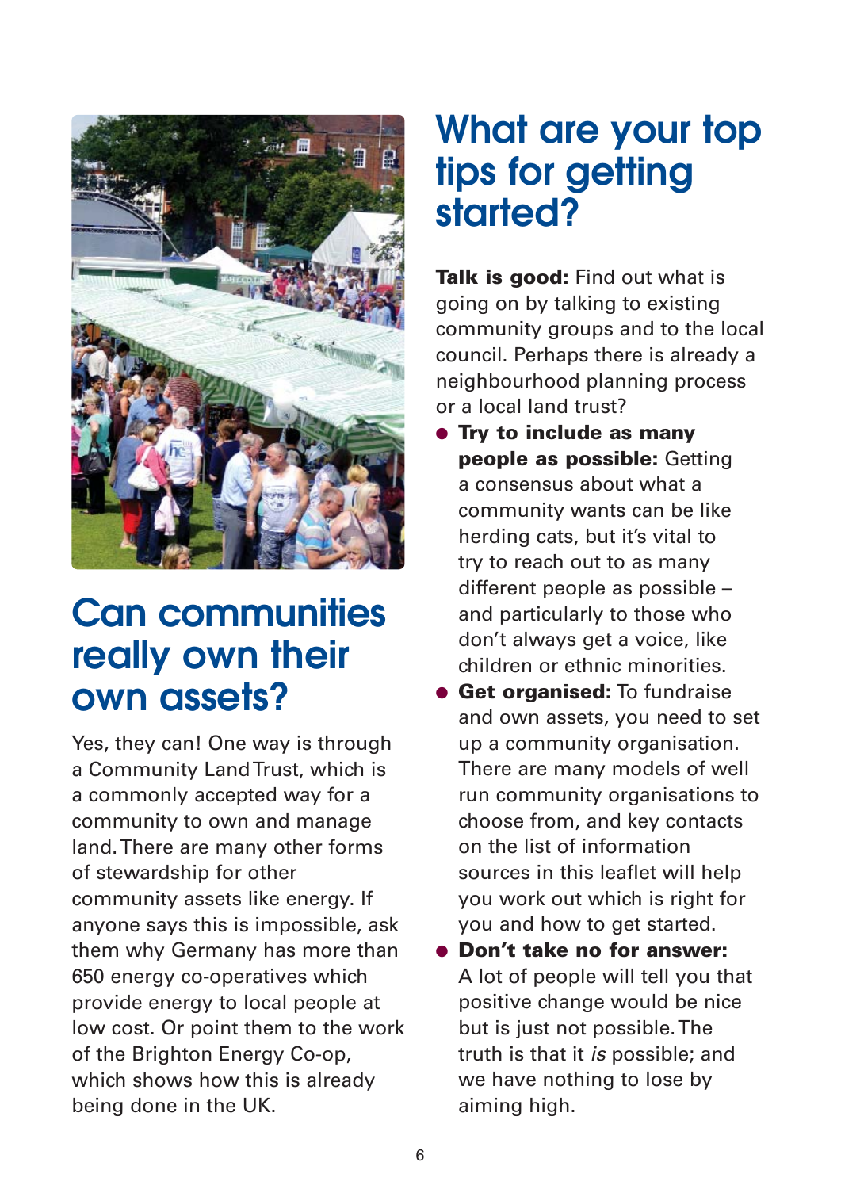## Can communities really own their own assets?

Yes, they can! One way is through a Community Land Trust, which is a commonly accepted way for a community to own and manage land. There are many other forms of stewardship for other community assets like energy. If anyone says this is impossible, ask them why Germany has more than 650 energy co-operatives which provide energy to local people at low cost. Or point them to the work of the Brighton Energy Co-op, which shows how this is already being done in the UK.

## What are your top tips for getting started?

**Talk is good:** Find out what is going on by talking to existing community groups and to the local council. Perhaps there is already a neighbourhood planning process or a local land trust?

- **Try to include as many people as possible:** Getting a consensus about what a community wants can be like herding cats, but it's vital to try to reach out to as many different people as possible – and particularly to those who don't always get a voice, like children or ethnic minorities.
- **Get organised:** To fundraise and own assets, you need to set up a community organisation. There are many models of well run community organisations to choose from, and key contacts on the list of information sources in this leaflet will help you work out which is right for you and how to get started.
- **Don't take no for answer:** A lot of people will tell you that positive change would be nice but is just not possible. The truth is that it *is* possible; and we have nothing to lose by aiming high.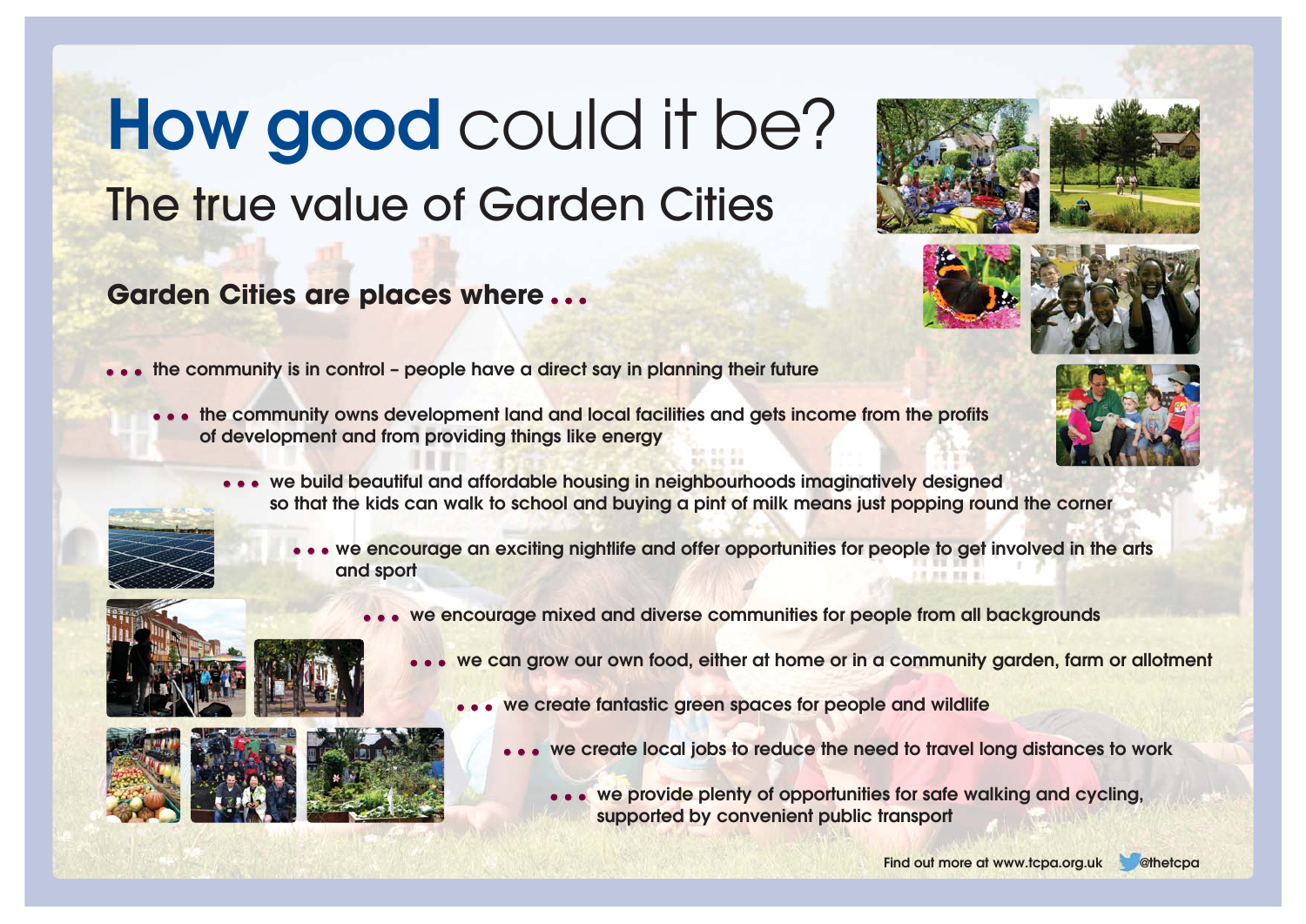# How good could it be?

## The true value of Garden Cities

### Garden Cities are places where . . .

- . . . the community is in control – people have a direct say in planning their future
- . . . the community owns development land and local facilities and gets income from the profits of development and from providing things like energy
- . . . we build beautiful and affordable housing in neighbourhoods imaginatively designed so that the kids can walk to school and buying a pint of milk means just popping round the corner
- . . . we encourage an exciting nightlife and offer opportunities for people to get involved in the arts and sport
- . . . we encourage mixed and diverse communities for people from all backgrounds
- . . . we can grow our own food, either at home or in a community garden, farm or allotment
- . . . we create fantastic green spaces for people and wildlife
- . . . we create local jobs to reduce the need to travel long distances to work
- . . . we provide plenty of opportunities for safe walking and cycling, supported by convenient public transport

Find out more at www.tcpa.org.uk @thetcpa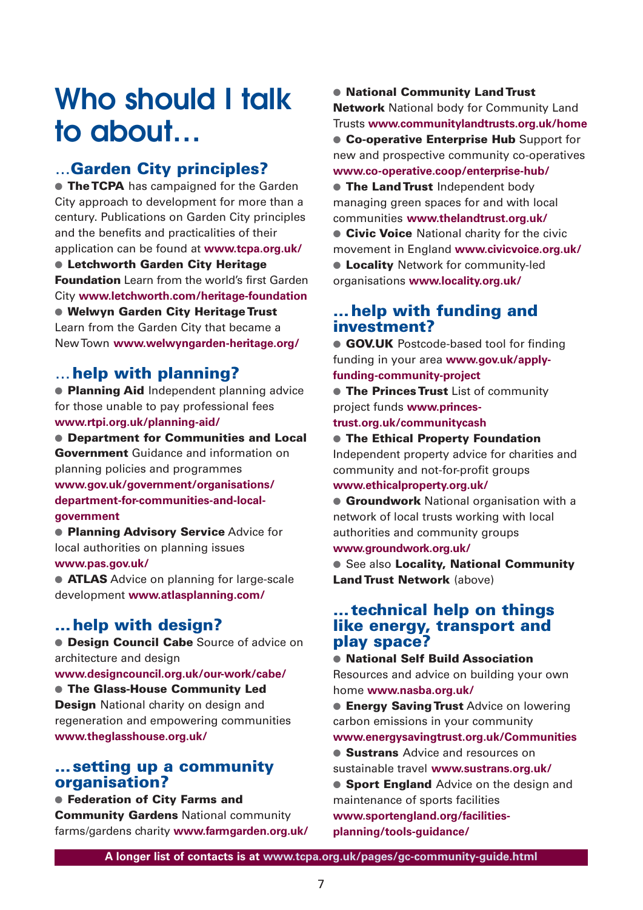# Who should I talk to about…

## …Garden City principles?

- **The TCPA** has campaigned for the Garden City approach to development for more than a century. Publications on Garden City principles and the benefits and practicalities of their application can be found at **www.tcpa.org.uk/**
- **Letchworth Garden City Heritage Foundation** Learn from the world's first Garden City **www.letchworth.com/heritage-foundation**
- **Welwyn Garden City Heritage Trust** Learn from the Garden City that became a New Town **www.welwyngarden-heritage.org/**

## …help with planning?

- **Planning Aid** Independent planning advice for those unable to pay professional fees **www.rtpi.org.uk/planning-aid/**
- **Department for Communities and Local Government** Guidance and information on planning policies and programmes **www.gov.uk/government/organisations/department-for-communities-and-local-government**
- **Planning Advisory Service** Advice for local authorities on planning issues **www.pas.gov.uk/**
- **ATLAS** Advice on planning for large-scale development **www.atlasplanning.com/**

## …help with design?

- **Design Council Cabe** Source of advice on architecture and design **www.designcouncil.org.uk/our-work/cabe/**
- **The Glass-House Community Led Design** National charity on design and regeneration and empowering communities **www.theglasshouse.org.uk/**

## …setting up a community organisation?

- **Federation of City Farms and Community Gardens** National community farms/gardens charity **www.farmgarden.org.uk/**
- **National Community Land Trust Network** National body for Community Land Trusts **www.communitylandtrusts.org.uk/home**
- **Co-operative Enterprise Hub** Support for new and prospective community co-operatives **www.co-operative.coop/enterprise-hub/**
- **The Land Trust** Independent body managing green spaces for and with local communities **www.thelandtrust.org.uk/**
- **Civic Voice** National charity for the civic movement in England **www.civicvoice.org.uk/**
- **Locality** Network for community-led organisations **www.locality.org.uk/**

## …help with funding and investment?

- **GOV.UK** Postcode-based tool for finding funding in your area **www.gov.uk/apply-funding-community-project**
- **The Princes Trust** List of community project funds **www.princes-trust.org.uk/communitycash**
- **The Ethical Property Foundation** Independent property advice for charities and community and not-for-profit groups **www.ethicalproperty.org.uk/**
- **Groundwork** National organisation with a network of local trusts working with local authorities and community groups **www.groundwork.org.uk/**
- See also **Locality, National Community Land Trust Network** (above)

## …technical help on things like energy, transport and play space?

- **National Self Build Association** Resources and advice on building your own home **www.nasba.org.uk/**
- **Energy Saving Trust** Advice on lowering carbon emissions in your community **www.energysavingtrust.org.uk/Communities**
- **Sustrans** Advice and resources on sustainable travel **www.sustrans.org.uk/**
- **Sport England** Advice on the design and maintenance of sports facilities **www.sportengland.org/facilities-planning/tools-guidance/**

**A longer list of contacts is at www.tcpa.org.uk/pages/gc-community-guide.html**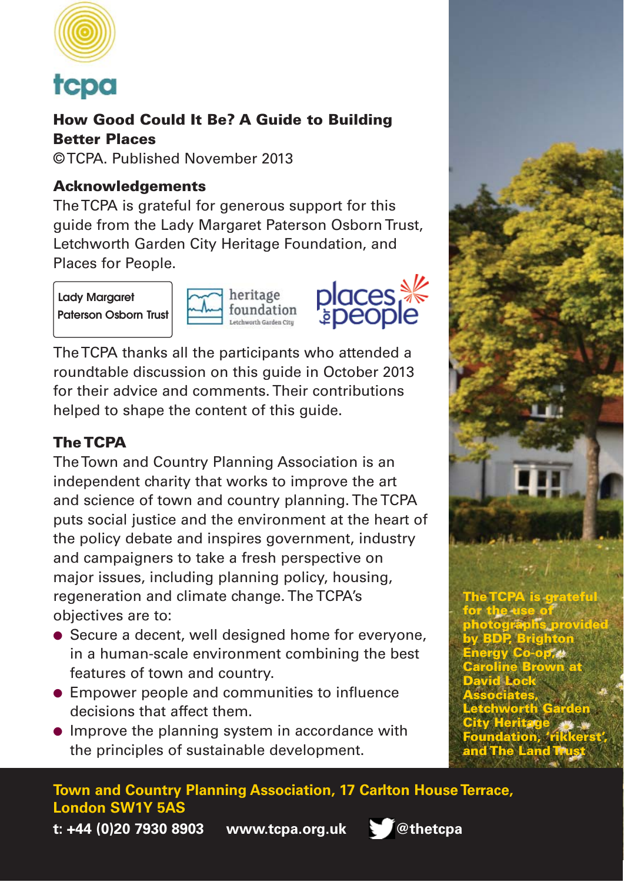tcpa

**How Good Could It Be? A Guide to Building Better Places**
©TCPA. Published November 2013

## Acknowledgements

The TCPA is grateful for generous support for this guide from the Lady Margaret Paterson Osborn Trust, Letchworth Garden City Heritage Foundation, and Places for People.

Lady Margaret Paterson Osborn Trust

heritage foundation Letchworth Garden City

places for people

The TCPA thanks all the participants who attended a roundtable discussion on this guide in October 2013 for their advice and comments. Their contributions helped to shape the content of this guide.

## The TCPA

The Town and Country Planning Association is an independent charity that works to improve the art and science of town and country planning. The TCPA puts social justice and the environment at the heart of the policy debate and inspires government, industry and campaigners to take a fresh perspective on major issues, including planning policy, housing, regeneration and climate change. The TCPA's objectives are to:

- Secure a decent, well designed home for everyone, in a human-scale environment combining the best features of town and country.
- Empower people and communities to influence decisions that affect them.
- Improve the planning system in accordance with the principles of sustainable development.

**The TCPA is grateful for the use of photographs provided by BDP, Brighton Energy Co-op, Caroline Brown at David Lock Associates, Letchworth Garden City Heritage Foundation, 'rikkerst', and The Land Trust**

**Town and Country Planning Association, 17 Carlton House Terrace, London SW1Y 5AS**
**t: +44 (0)20 7930 8903 www.tcpa.org.uk @thetcpa**